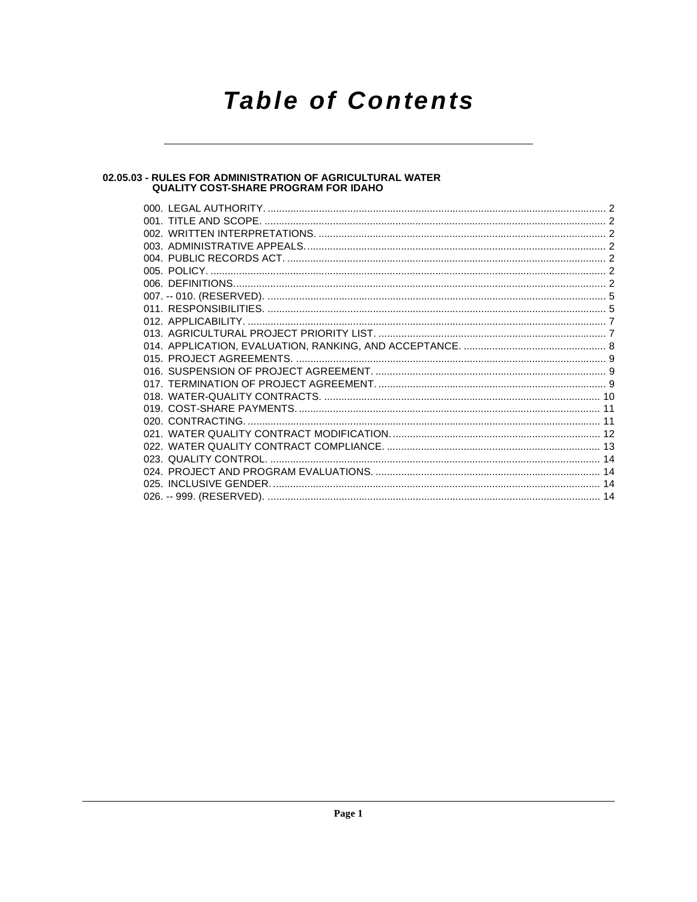# Table of Contents

## 02.05.03 - RULES FOR ADMINISTRATION OF AGRICULTURAL WATER QUALITY COST-SHARE PROGRAM FOR IDAHO

000. LEGAL AUTHORITY. ........................................................ 2
001. TITLE AND SCOPE. ........................................................ 2
002. WRITTEN INTERPRETATIONS. ........................................................ 2
003. ADMINISTRATIVE APPEALS. ........................................................ 2
004. PUBLIC RECORDS ACT. ........................................................ 2
005. POLICY. ........................................................ 2
006. DEFINITIONS. ........................................................ 2
007. -- 010. (RESERVED). ........................................................ 5
011. RESPONSIBILITIES. ........................................................ 5
012. APPLICABILITY. ........................................................ 7
013. AGRICULTURAL PROJECT PRIORITY LIST. ........................................................ 7
014. APPLICATION, EVALUATION, RANKING, AND ACCEPTANCE. ........................................................ 8
015. PROJECT AGREEMENTS. ........................................................ 9
016. SUSPENSION OF PROJECT AGREEMENT. ........................................................ 9
017. TERMINATION OF PROJECT AGREEMENT. ........................................................ 9
018. WATER-QUALITY CONTRACTS. ........................................................ 10
019. COST-SHARE PAYMENTS. ........................................................ 11
020. CONTRACTING. ........................................................ 11
021. WATER QUALITY CONTRACT MODIFICATION. ........................................................ 12
022. WATER QUALITY CONTRACT COMPLIANCE. ........................................................ 13
023. QUALITY CONTROL. ........................................................ 14
024. PROJECT AND PROGRAM EVALUATIONS. ........................................................ 14
025. INCLUSIVE GENDER. ........................................................ 14
026. -- 999. (RESERVED). ........................................................ 14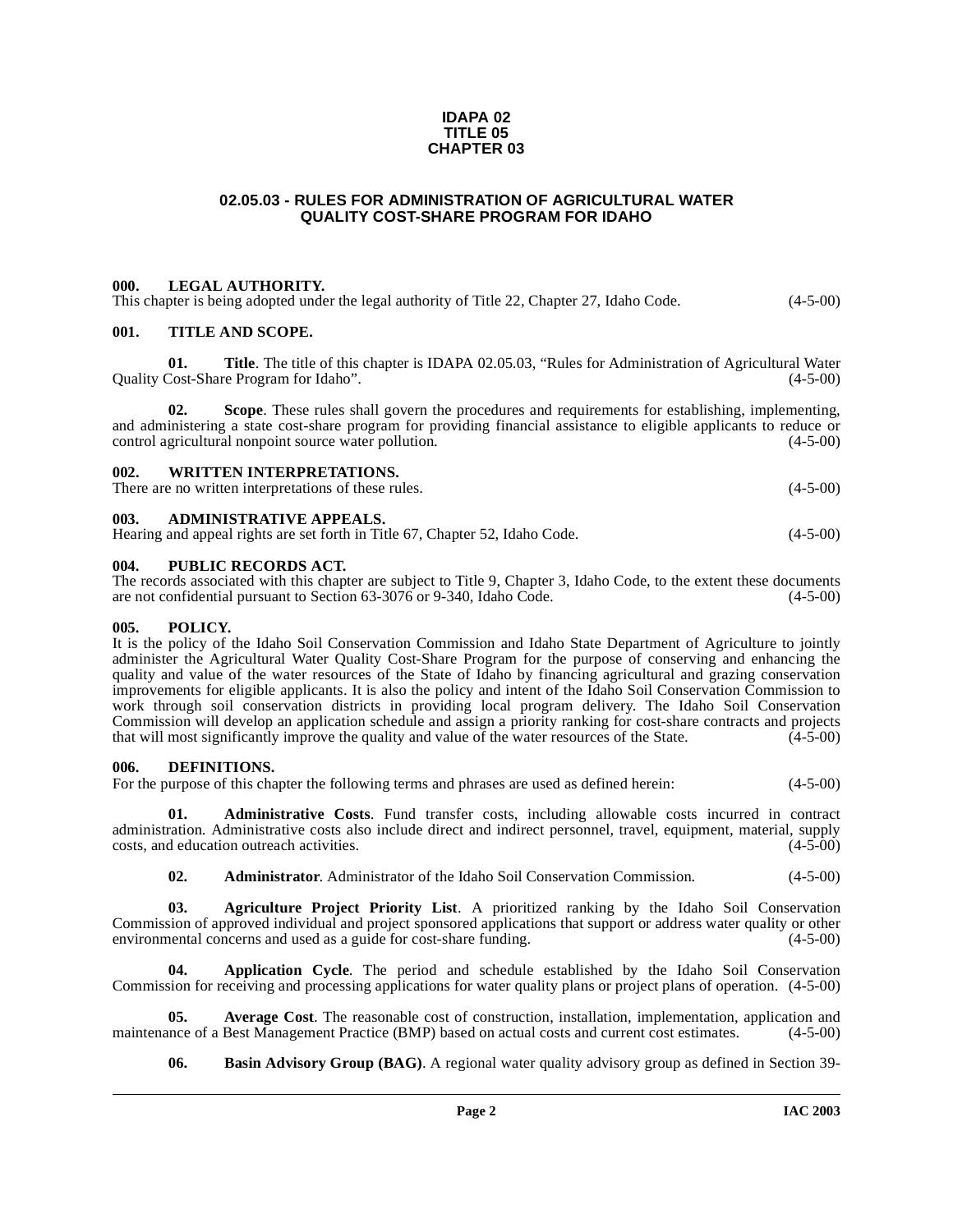# IDAPA 02
# TITLE 05
# CHAPTER 03

## 02.05.03 - RULES FOR ADMINISTRATION OF AGRICULTURAL WATER QUALITY COST-SHARE PROGRAM FOR IDAHO

### 000. LEGAL AUTHORITY.

This chapter is being adopted under the legal authority of Title 22, Chapter 27, Idaho Code. (4-5-00)

### 001. TITLE AND SCOPE.

**01. Title**. The title of this chapter is IDAPA 02.05.03, "Rules for Administration of Agricultural Water Quality Cost-Share Program for Idaho". (4-5-00)

**02. Scope**. These rules shall govern the procedures and requirements for establishing, implementing, and administering a state cost-share program for providing financial assistance to eligible applicants to reduce or control agricultural nonpoint source water pollution. (4-5-00)

### 002. WRITTEN INTERPRETATIONS.

There are no written interpretations of these rules. (4-5-00)

### 003. ADMINISTRATIVE APPEALS.

Hearing and appeal rights are set forth in Title 67, Chapter 52, Idaho Code. (4-5-00)

### 004. PUBLIC RECORDS ACT.

The records associated with this chapter are subject to Title 9, Chapter 3, Idaho Code, to the extent these documents are not confidential pursuant to Section 63-3076 or 9-340, Idaho Code. (4-5-00)

### 005. POLICY.

It is the policy of the Idaho Soil Conservation Commission and Idaho State Department of Agriculture to jointly administer the Agricultural Water Quality Cost-Share Program for the purpose of conserving and enhancing the quality and value of the water resources of the State of Idaho by financing agricultural and grazing conservation improvements for eligible applicants. It is also the policy and intent of the Idaho Soil Conservation Commission to work through soil conservation districts in providing local program delivery. The Idaho Soil Conservation Commission will develop an application schedule and assign a priority ranking for cost-share contracts and projects that will most significantly improve the quality and value of the water resources of the State. (4-5-00)

### 006. DEFINITIONS.

For the purpose of this chapter the following terms and phrases are used as defined herein: (4-5-00)

**01. Administrative Costs**. Fund transfer costs, including allowable costs incurred in contract administration. Administrative costs also include direct and indirect personnel, travel, equipment, material, supply costs, and education outreach activities. (4-5-00)

**02. Administrator**. Administrator of the Idaho Soil Conservation Commission. (4-5-00)

**03. Agriculture Project Priority List**. A prioritized ranking by the Idaho Soil Conservation Commission of approved individual and project sponsored applications that support or address water quality or other environmental concerns and used as a guide for cost-share funding. (4-5-00)

**04. Application Cycle**. The period and schedule established by the Idaho Soil Conservation Commission for receiving and processing applications for water quality plans or project plans of operation. (4-5-00)

**05. Average Cost**. The reasonable cost of construction, installation, implementation, application and maintenance of a Best Management Practice (BMP) based on actual costs and current cost estimates. (4-5-00)

**06. Basin Advisory Group (BAG)**. A regional water quality advisory group as defined in Section 39-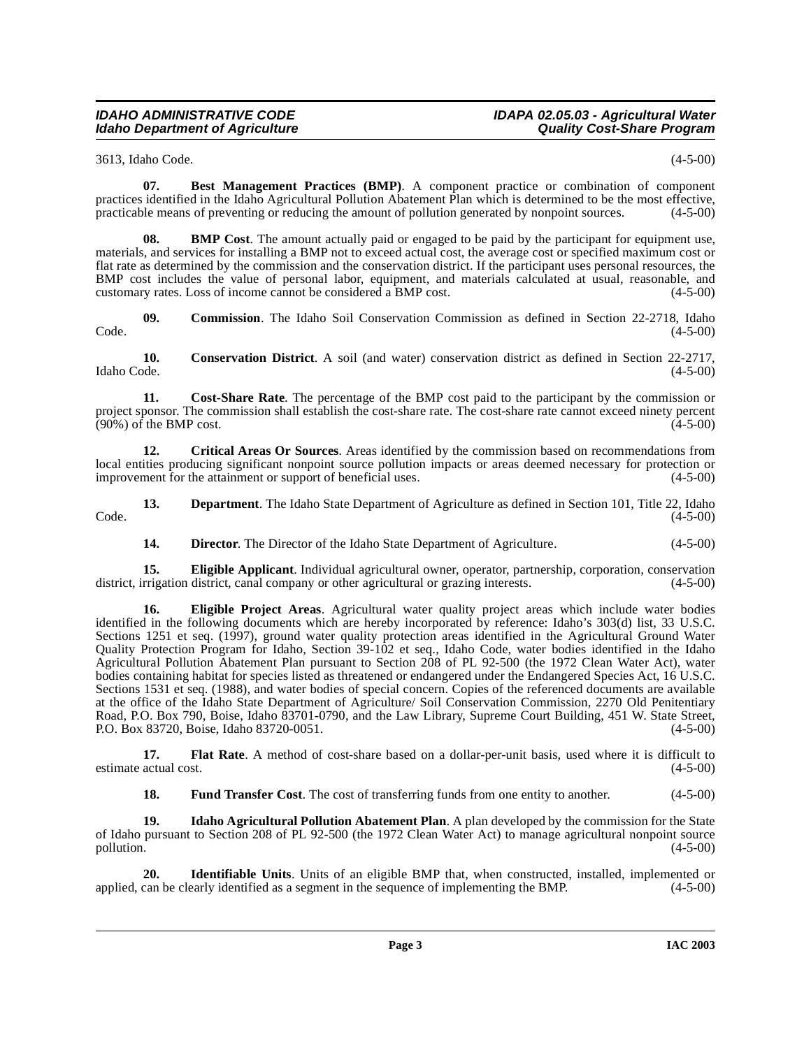3613, Idaho Code. (4-5-00)

**07. Best Management Practices (BMP)**. A component practice or combination of component practices identified in the Idaho Agricultural Pollution Abatement Plan which is determined to be the most effective, practicable means of preventing or reducing the amount of pollution generated by nonpoint sources. (4-5-00)

**08. BMP Cost**. The amount actually paid or engaged to be paid by the participant for equipment use, materials, and services for installing a BMP not to exceed actual cost, the average cost or specified maximum cost or flat rate as determined by the commission and the conservation district. If the participant uses personal resources, the BMP cost includes the value of personal labor, equipment, and materials calculated at usual, reasonable, and customary rates. Loss of income cannot be considered a BMP cost. (4-5-00)

**09. Commission**. The Idaho Soil Conservation Commission as defined in Section 22-2718, Idaho Code. (4-5-00)

**10. Conservation District**. A soil (and water) conservation district as defined in Section 22-2717, Idaho Code. (4-5-00)

**11. Cost-Share Rate**. The percentage of the BMP cost paid to the participant by the commission or project sponsor. The commission shall establish the cost-share rate. The cost-share rate cannot exceed ninety percent (90%) of the BMP cost. (4-5-00)

**12. Critical Areas Or Sources**. Areas identified by the commission based on recommendations from local entities producing significant nonpoint source pollution impacts or areas deemed necessary for protection or improvement for the attainment or support of beneficial uses. (4-5-00)

**13. Department**. The Idaho State Department of Agriculture as defined in Section 101, Title 22, Idaho Code. (4-5-00)

**14. Director**. The Director of the Idaho State Department of Agriculture. (4-5-00)

**15. Eligible Applicant**. Individual agricultural owner, operator, partnership, corporation, conservation district, irrigation district, canal company or other agricultural or grazing interests. (4-5-00)

**16. Eligible Project Areas**. Agricultural water quality project areas which include water bodies identified in the following documents which are hereby incorporated by reference: Idaho's 303(d) list, 33 U.S.C. Sections 1251 et seq. (1997), ground water quality protection areas identified in the Agricultural Ground Water Quality Protection Program for Idaho, Section 39-102 et seq., Idaho Code, water bodies identified in the Idaho Agricultural Pollution Abatement Plan pursuant to Section 208 of PL 92-500 (the 1972 Clean Water Act), water bodies containing habitat for species listed as threatened or endangered under the Endangered Species Act, 16 U.S.C. Sections 1531 et seq. (1988), and water bodies of special concern. Copies of the referenced documents are available at the office of the Idaho State Department of Agriculture/ Soil Conservation Commission, 2270 Old Penitentiary Road, P.O. Box 790, Boise, Idaho 83701-0790, and the Law Library, Supreme Court Building, 451 W. State Street, P.O. Box 83720, Boise, Idaho 83720-0051. (4-5-00)

**17. Flat Rate**. A method of cost-share based on a dollar-per-unit basis, used where it is difficult to estimate actual cost. (4-5-00)

**18. Fund Transfer Cost**. The cost of transferring funds from one entity to another. (4-5-00)

**19. Idaho Agricultural Pollution Abatement Plan**. A plan developed by the commission for the State of Idaho pursuant to Section 208 of PL 92-500 (the 1972 Clean Water Act) to manage agricultural nonpoint source pollution. (4-5-00)

**20. Identifiable Units**. Units of an eligible BMP that, when constructed, installed, implemented or applied, can be clearly identified as a segment in the sequence of implementing the BMP. (4-5-00)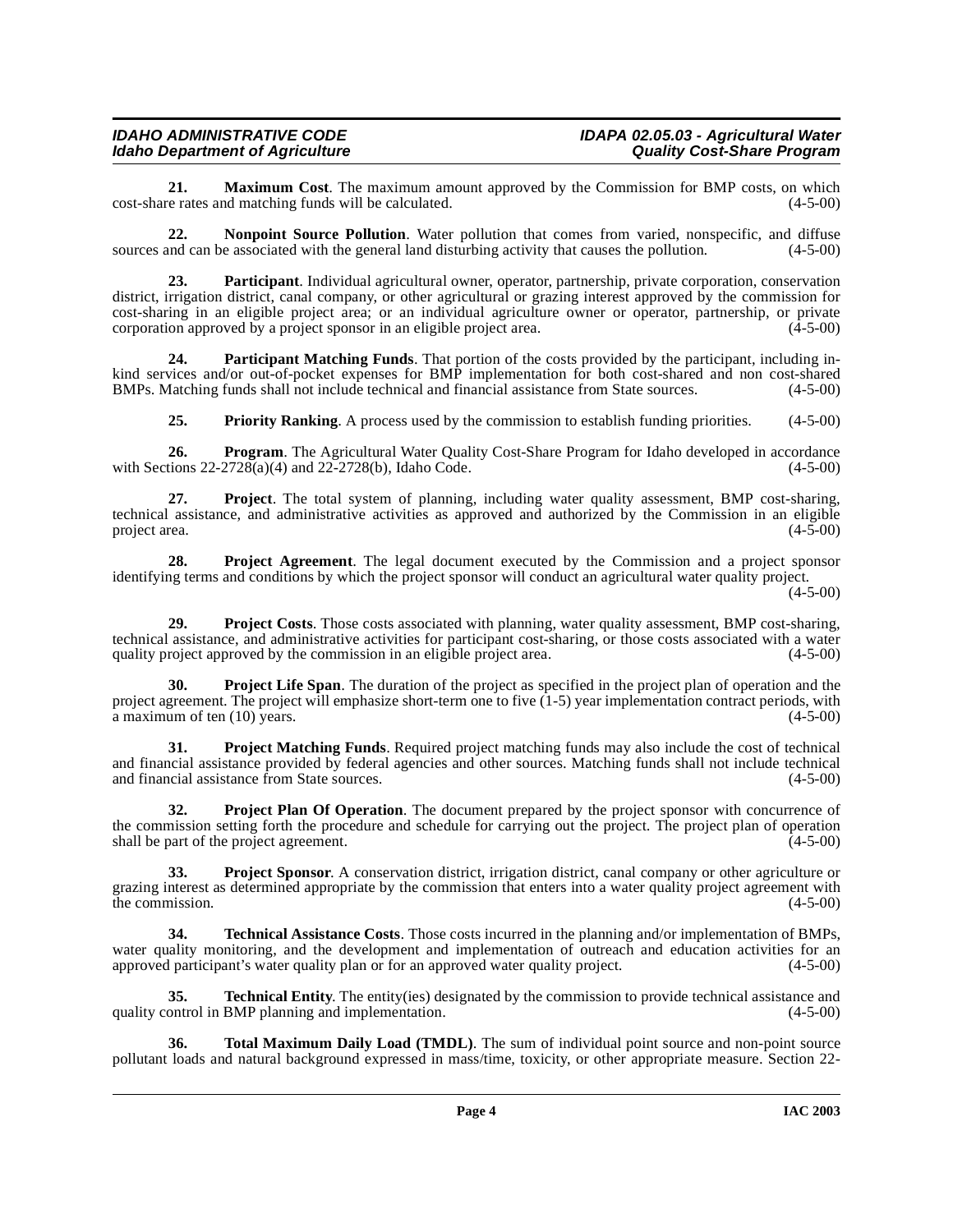**21. Maximum Cost**. The maximum amount approved by the Commission for BMP costs, on which cost-share rates and matching funds will be calculated. (4-5-00)

**22. Nonpoint Source Pollution**. Water pollution that comes from varied, nonspecific, and diffuse sources and can be associated with the general land disturbing activity that causes the pollution. (4-5-00)

**23. Participant**. Individual agricultural owner, operator, partnership, private corporation, conservation district, irrigation district, canal company, or other agricultural or grazing interest approved by the commission for cost-sharing in an eligible project area; or an individual agriculture owner or operator, partnership, or private corporation approved by a project sponsor in an eligible project area. (4-5-00)

**24. Participant Matching Funds**. That portion of the costs provided by the participant, including in-kind services and/or out-of-pocket expenses for BMP implementation for both cost-shared and non cost-shared BMPs. Matching funds shall not include technical and financial assistance from State sources. (4-5-00)

**25. Priority Ranking**. A process used by the commission to establish funding priorities. (4-5-00)

**26. Program**. The Agricultural Water Quality Cost-Share Program for Idaho developed in accordance with Sections 22-2728(a)(4) and 22-2728(b), Idaho Code. (4-5-00)

**27. Project**. The total system of planning, including water quality assessment, BMP cost-sharing, technical assistance, and administrative activities as approved and authorized by the Commission in an eligible project area. (4-5-00)

**28. Project Agreement**. The legal document executed by the Commission and a project sponsor identifying terms and conditions by which the project sponsor will conduct an agricultural water quality project. (4-5-00)

**29. Project Costs**. Those costs associated with planning, water quality assessment, BMP cost-sharing, technical assistance, and administrative activities for participant cost-sharing, or those costs associated with a water quality project approved by the commission in an eligible project area. (4-5-00)

**30. Project Life Span**. The duration of the project as specified in the project plan of operation and the project agreement. The project will emphasize short-term one to five (1-5) year implementation contract periods, with a maximum of ten (10) years. (4-5-00)

**31. Project Matching Funds**. Required project matching funds may also include the cost of technical and financial assistance provided by federal agencies and other sources. Matching funds shall not include technical and financial assistance from State sources. (4-5-00)

**32. Project Plan Of Operation**. The document prepared by the project sponsor with concurrence of the commission setting forth the procedure and schedule for carrying out the project. The project plan of operation shall be part of the project agreement. (4-5-00)

**33. Project Sponsor**. A conservation district, irrigation district, canal company or other agriculture or grazing interest as determined appropriate by the commission that enters into a water quality project agreement with the commission. (4-5-00)

**34. Technical Assistance Costs**. Those costs incurred in the planning and/or implementation of BMPs, water quality monitoring, and the development and implementation of outreach and education activities for an approved participant's water quality plan or for an approved water quality project. (4-5-00)

**35. Technical Entity**. The entity(ies) designated by the commission to provide technical assistance and quality control in BMP planning and implementation. (4-5-00)

**36. Total Maximum Daily Load (TMDL)**. The sum of individual point source and non-point source pollutant loads and natural background expressed in mass/time, toxicity, or other appropriate measure. Section 22-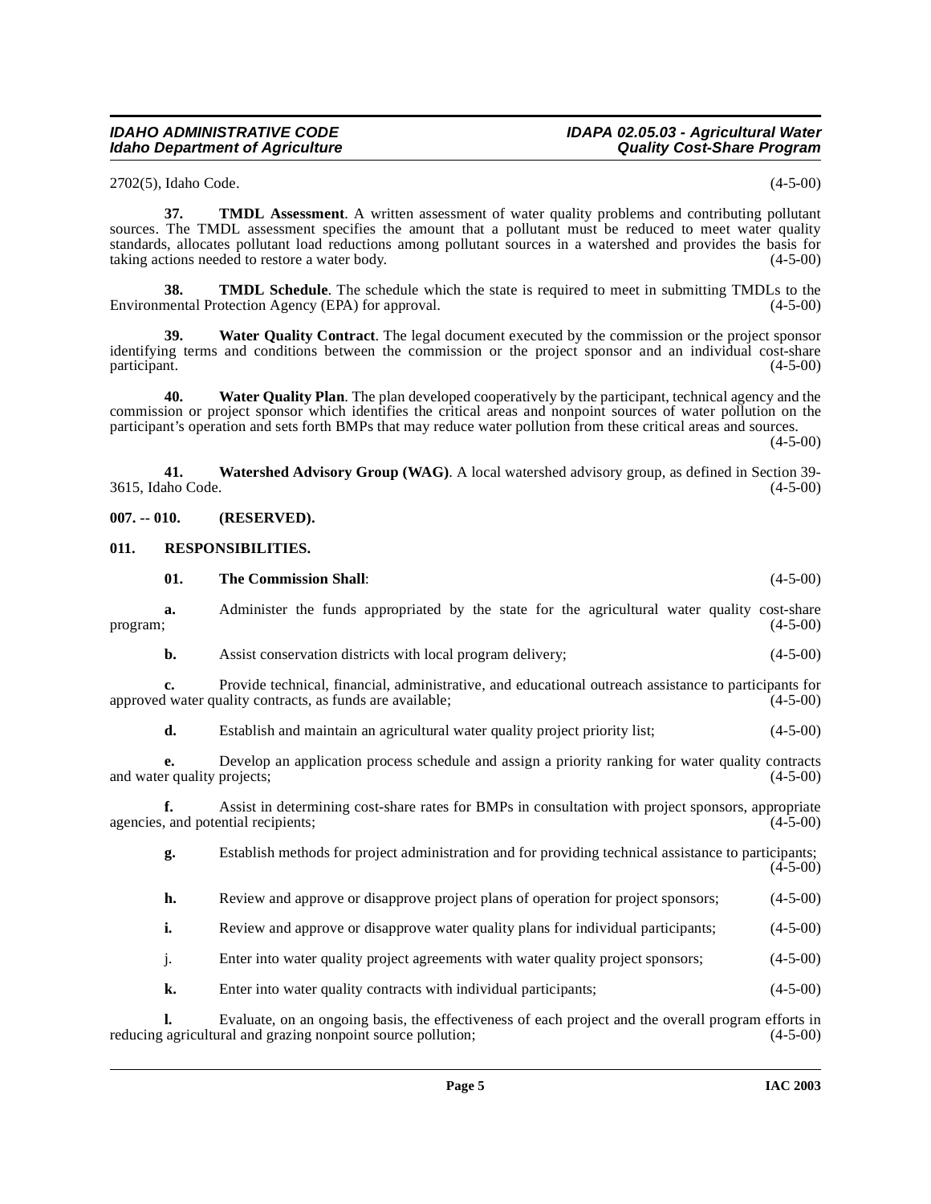2702(5), Idaho Code. (4-5-00)

**37. TMDL Assessment**. A written assessment of water quality problems and contributing pollutant sources. The TMDL assessment specifies the amount that a pollutant must be reduced to meet water quality standards, allocates pollutant load reductions among pollutant sources in a watershed and provides the basis for taking actions needed to restore a water body. (4-5-00)

**38. TMDL Schedule**. The schedule which the state is required to meet in submitting TMDLs to the Environmental Protection Agency (EPA) for approval. (4-5-00)

**39. Water Quality Contract**. The legal document executed by the commission or the project sponsor identifying terms and conditions between the commission or the project sponsor and an individual cost-share participant. (4-5-00)

**40. Water Quality Plan**. The plan developed cooperatively by the participant, technical agency and the commission or project sponsor which identifies the critical areas and nonpoint sources of water pollution on the participant's operation and sets forth BMPs that may reduce water pollution from these critical areas and sources. (4-5-00)

**41. Watershed Advisory Group (WAG)**. A local watershed advisory group, as defined in Section 39-3615, Idaho Code. (4-5-00)

## 007. -- 010. (RESERVED).

## 011. RESPONSIBILITIES.

**01. The Commission Shall**: (4-5-00)

**a.** Administer the funds appropriated by the state for the agricultural water quality cost-share program; (4-5-00)

**b.** Assist conservation districts with local program delivery; (4-5-00)

**c.** Provide technical, financial, administrative, and educational outreach assistance to participants for approved water quality contracts, as funds are available; (4-5-00)

**d.** Establish and maintain an agricultural water quality project priority list; (4-5-00)

**e.** Develop an application process schedule and assign a priority ranking for water quality contracts and water quality projects; (4-5-00)

**f.** Assist in determining cost-share rates for BMPs in consultation with project sponsors, appropriate agencies, and potential recipients; (4-5-00)

**g.** Establish methods for project administration and for providing technical assistance to participants; (4-5-00)

**h.** Review and approve or disapprove project plans of operation for project sponsors; (4-5-00)

**i.** Review and approve or disapprove water quality plans for individual participants; (4-5-00)

j. Enter into water quality project agreements with water quality project sponsors; (4-5-00)

**k.** Enter into water quality contracts with individual participants; (4-5-00)

**l.** Evaluate, on an ongoing basis, the effectiveness of each project and the overall program efforts in reducing agricultural and grazing nonpoint source pollution; (4-5-00)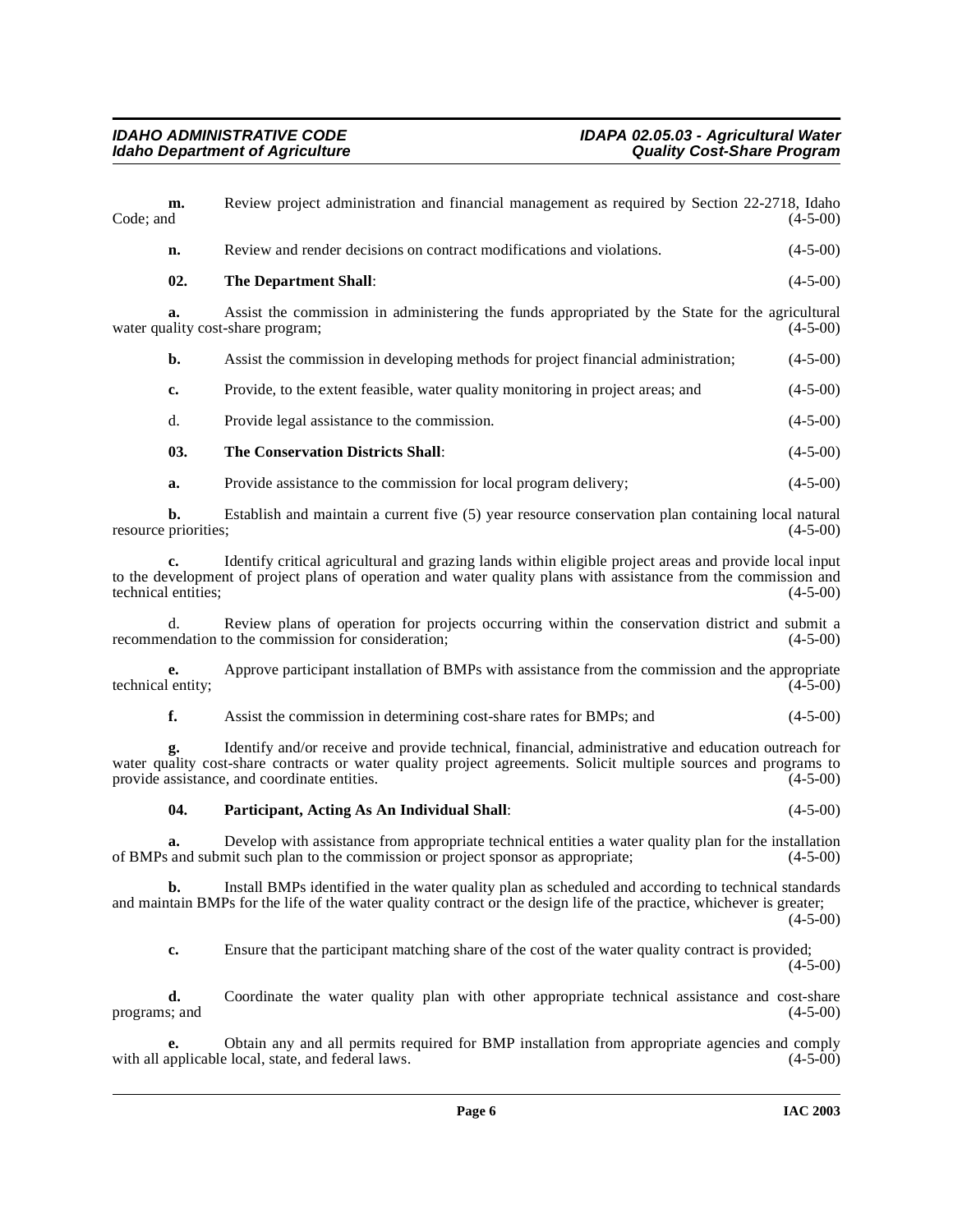**m.** Review project administration and financial management as required by Section 22-2718, Idaho Code; and (4-5-00)

**n.** Review and render decisions on contract modifications and violations. (4-5-00)

**02. The Department Shall**: (4-5-00)

**a.** Assist the commission in administering the funds appropriated by the State for the agricultural water quality cost-share program; (4-5-00)

**b.** Assist the commission in developing methods for project financial administration; (4-5-00)

**c.** Provide, to the extent feasible, water quality monitoring in project areas; and (4-5-00)

d. Provide legal assistance to the commission. (4-5-00)

**03. The Conservation Districts Shall**: (4-5-00)

**a.** Provide assistance to the commission for local program delivery; (4-5-00)

**b.** Establish and maintain a current five (5) year resource conservation plan containing local natural resource priorities; (4-5-00)

**c.** Identify critical agricultural and grazing lands within eligible project areas and provide local input to the development of project plans of operation and water quality plans with assistance from the commission and technical entities; (4-5-00)

d. Review plans of operation for projects occurring within the conservation district and submit a recommendation to the commission for consideration; (4-5-00)

**e.** Approve participant installation of BMPs with assistance from the commission and the appropriate technical entity; (4-5-00)

**f.** Assist the commission in determining cost-share rates for BMPs; and (4-5-00)

**g.** Identify and/or receive and provide technical, financial, administrative and education outreach for water quality cost-share contracts or water quality project agreements. Solicit multiple sources and programs to provide assistance, and coordinate entities. (4-5-00)

**04. Participant, Acting As An Individual Shall**: (4-5-00)

**a.** Develop with assistance from appropriate technical entities a water quality plan for the installation of BMPs and submit such plan to the commission or project sponsor as appropriate; (4-5-00)

**b.** Install BMPs identified in the water quality plan as scheduled and according to technical standards and maintain BMPs for the life of the water quality contract or the design life of the practice, whichever is greater; (4-5-00)

**c.** Ensure that the participant matching share of the cost of the water quality contract is provided; (4-5-00)

**d.** Coordinate the water quality plan with other appropriate technical assistance and cost-share programs; and (4-5-00)

**e.** Obtain any and all permits required for BMP installation from appropriate agencies and comply with all applicable local, state, and federal laws. (4-5-00)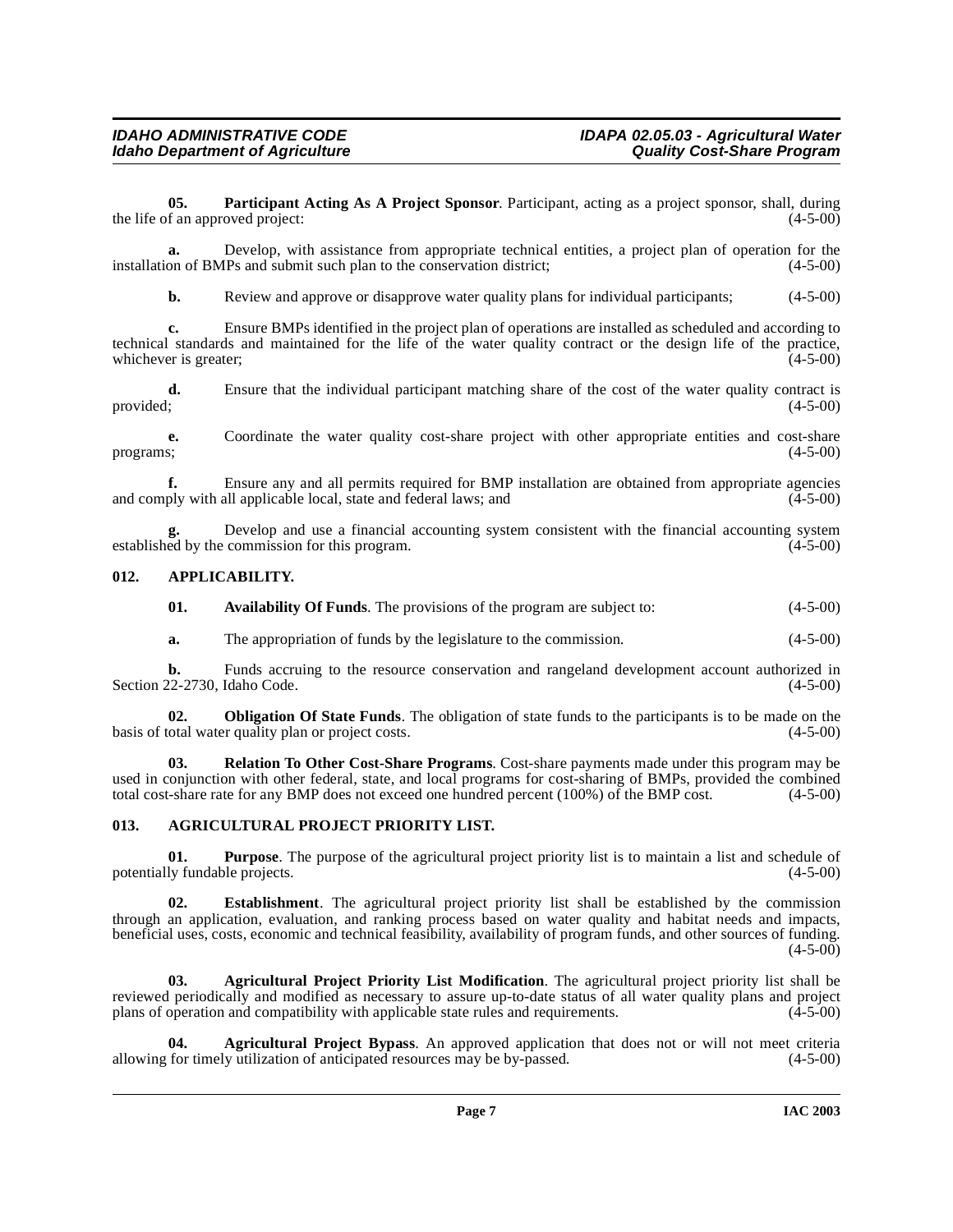**05. Participant Acting As A Project Sponsor**. Participant, acting as a project sponsor, shall, during the life of an approved project: (4-5-00)

**a.** Develop, with assistance from appropriate technical entities, a project plan of operation for the installation of BMPs and submit such plan to the conservation district; (4-5-00)

**b.** Review and approve or disapprove water quality plans for individual participants; (4-5-00)

**c.** Ensure BMPs identified in the project plan of operations are installed as scheduled and according to technical standards and maintained for the life of the water quality contract or the design life of the practice, whichever is greater; (4-5-00)

**d.** Ensure that the individual participant matching share of the cost of the water quality contract is provided; (4-5-00)

**e.** Coordinate the water quality cost-share project with other appropriate entities and cost-share programs; (4-5-00)

**f.** Ensure any and all permits required for BMP installation are obtained from appropriate agencies and comply with all applicable local, state and federal laws; and (4-5-00)

**g.** Develop and use a financial accounting system consistent with the financial accounting system established by the commission for this program. (4-5-00)

### 012. APPLICABILITY.

**01. Availability Of Funds**. The provisions of the program are subject to: (4-5-00)

**a.** The appropriation of funds by the legislature to the commission. (4-5-00)

**b.** Funds accruing to the resource conservation and rangeland development account authorized in Section 22-2730, Idaho Code. (4-5-00)

**02. Obligation Of State Funds**. The obligation of state funds to the participants is to be made on the basis of total water quality plan or project costs. (4-5-00)

**03. Relation To Other Cost-Share Programs**. Cost-share payments made under this program may be used in conjunction with other federal, state, and local programs for cost-sharing of BMPs, provided the combined total cost-share rate for any BMP does not exceed one hundred percent (100%) of the BMP cost. (4-5-00)

### 013. AGRICULTURAL PROJECT PRIORITY LIST.

**01. Purpose**. The purpose of the agricultural project priority list is to maintain a list and schedule of potentially fundable projects. (4-5-00)

**02. Establishment**. The agricultural project priority list shall be established by the commission through an application, evaluation, and ranking process based on water quality and habitat needs and impacts, beneficial uses, costs, economic and technical feasibility, availability of program funds, and other sources of funding. (4-5-00)

**03. Agricultural Project Priority List Modification**. The agricultural project priority list shall be reviewed periodically and modified as necessary to assure up-to-date status of all water quality plans and project plans of operation and compatibility with applicable state rules and requirements. (4-5-00)

**04. Agricultural Project Bypass**. An approved application that does not or will not meet criteria allowing for timely utilization of anticipated resources may be by-passed. (4-5-00)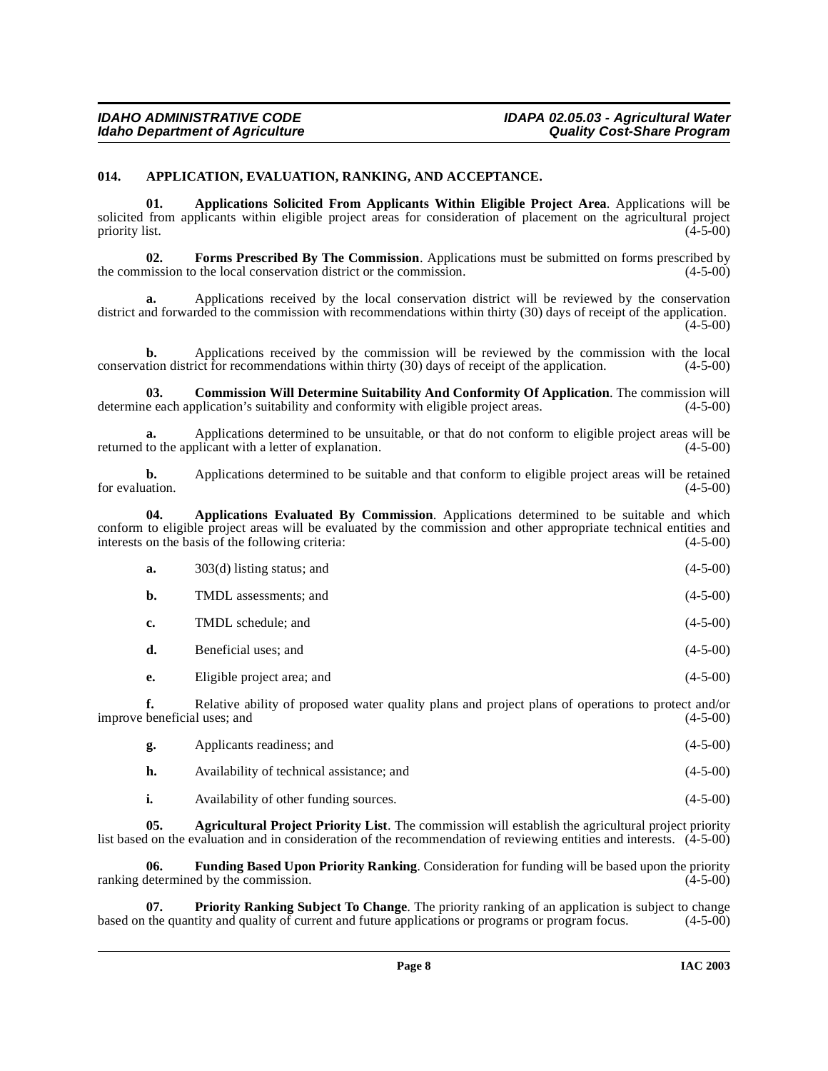**014. APPLICATION, EVALUATION, RANKING, AND ACCEPTANCE.**

**01. Applications Solicited From Applicants Within Eligible Project Area**. Applications will be solicited from applicants within eligible project areas for consideration of placement on the agricultural project priority list. (4-5-00)

**02. Forms Prescribed By The Commission**. Applications must be submitted on forms prescribed by the commission to the local conservation district or the commission. (4-5-00)

**a.** Applications received by the local conservation district will be reviewed by the conservation district and forwarded to the commission with recommendations within thirty (30) days of receipt of the application. (4-5-00)

**b.** Applications received by the commission will be reviewed by the commission with the local conservation district for recommendations within thirty (30) days of receipt of the application. (4-5-00)

**03. Commission Will Determine Suitability And Conformity Of Application**. The commission will determine each application's suitability and conformity with eligible project areas. (4-5-00)

**a.** Applications determined to be unsuitable, or that do not conform to eligible project areas will be returned to the applicant with a letter of explanation. (4-5-00)

**b.** Applications determined to be suitable and that conform to eligible project areas will be retained for evaluation. (4-5-00)

**04. Applications Evaluated By Commission**. Applications determined to be suitable and which conform to eligible project areas will be evaluated by the commission and other appropriate technical entities and interests on the basis of the following criteria: (4-5-00)

**a.** 303(d) listing status; and (4-5-00)

**b.** TMDL assessments; and (4-5-00)

**c.** TMDL schedule; and (4-5-00)

**d.** Beneficial uses; and (4-5-00)

**e.** Eligible project area; and (4-5-00)

**f.** Relative ability of proposed water quality plans and project plans of operations to protect and/or improve beneficial uses; and (4-5-00)

**g.** Applicants readiness; and (4-5-00)

**h.** Availability of technical assistance; and (4-5-00)

**i.** Availability of other funding sources. (4-5-00)

**05. Agricultural Project Priority List**. The commission will establish the agricultural project priority list based on the evaluation and in consideration of the recommendation of reviewing entities and interests. (4-5-00)

**06. Funding Based Upon Priority Ranking**. Consideration for funding will be based upon the priority ranking determined by the commission. (4-5-00)

**07. Priority Ranking Subject To Change**. The priority ranking of an application is subject to change based on the quantity and quality of current and future applications or programs or program focus. (4-5-00)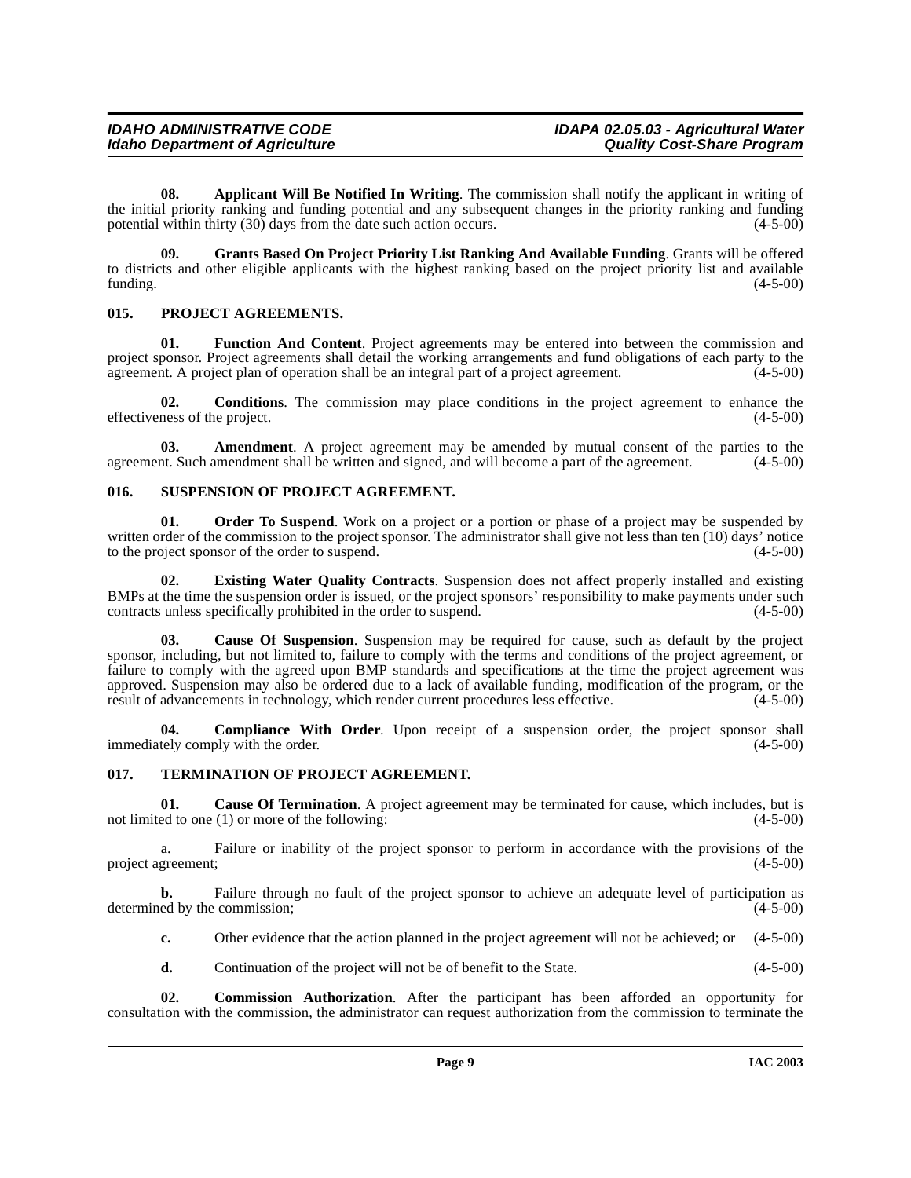**08. Applicant Will Be Notified In Writing**. The commission shall notify the applicant in writing of the initial priority ranking and funding potential and any subsequent changes in the priority ranking and funding potential within thirty (30) days from the date such action occurs. (4-5-00)

**09. Grants Based On Project Priority List Ranking And Available Funding**. Grants will be offered to districts and other eligible applicants with the highest ranking based on the project priority list and available funding. (4-5-00)

## 015. PROJECT AGREEMENTS.

**01. Function And Content**. Project agreements may be entered into between the commission and project sponsor. Project agreements shall detail the working arrangements and fund obligations of each party to the agreement. A project plan of operation shall be an integral part of a project agreement. (4-5-00)

**02. Conditions**. The commission may place conditions in the project agreement to enhance the effectiveness of the project. (4-5-00)

**03. Amendment**. A project agreement may be amended by mutual consent of the parties to the agreement. Such amendment shall be written and signed, and will become a part of the agreement. (4-5-00)

## 016. SUSPENSION OF PROJECT AGREEMENT.

**01. Order To Suspend**. Work on a project or a portion or phase of a project may be suspended by written order of the commission to the project sponsor. The administrator shall give not less than ten (10) days' notice to the project sponsor of the order to suspend. (4-5-00)

**02. Existing Water Quality Contracts**. Suspension does not affect properly installed and existing BMPs at the time the suspension order is issued, or the project sponsors' responsibility to make payments under such contracts unless specifically prohibited in the order to suspend. (4-5-00)

**03. Cause Of Suspension**. Suspension may be required for cause, such as default by the project sponsor, including, but not limited to, failure to comply with the terms and conditions of the project agreement, or failure to comply with the agreed upon BMP standards and specifications at the time the project agreement was approved. Suspension may also be ordered due to a lack of available funding, modification of the program, or the result of advancements in technology, which render current procedures less effective. (4-5-00)

**04. Compliance With Order**. Upon receipt of a suspension order, the project sponsor shall immediately comply with the order. (4-5-00)

## 017. TERMINATION OF PROJECT AGREEMENT.

**01. Cause Of Termination**. A project agreement may be terminated for cause, which includes, but is not limited to one (1) or more of the following: (4-5-00)

a. Failure or inability of the project sponsor to perform in accordance with the provisions of the project agreement; (4-5-00)

**b.** Failure through no fault of the project sponsor to achieve an adequate level of participation as determined by the commission; (4-5-00)

**c.** Other evidence that the action planned in the project agreement will not be achieved; or (4-5-00)

**d.** Continuation of the project will not be of benefit to the State. (4-5-00)

**02. Commission Authorization**. After the participant has been afforded an opportunity for consultation with the commission, the administrator can request authorization from the commission to terminate the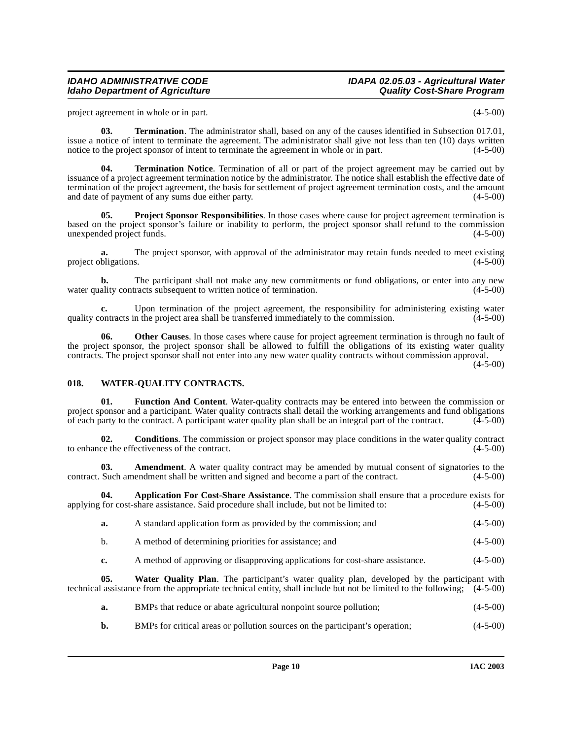project agreement in whole or in part. (4-5-00)

**03. Termination**. The administrator shall, based on any of the causes identified in Subsection 017.01, issue a notice of intent to terminate the agreement. The administrator shall give not less than ten (10) days written notice to the project sponsor of intent to terminate the agreement in whole or in part. (4-5-00)

**04. Termination Notice**. Termination of all or part of the project agreement may be carried out by issuance of a project agreement termination notice by the administrator. The notice shall establish the effective date of termination of the project agreement, the basis for settlement of project agreement termination costs, and the amount and date of payment of any sums due either party. (4-5-00)

**05. Project Sponsor Responsibilities**. In those cases where cause for project agreement termination is based on the project sponsor's failure or inability to perform, the project sponsor shall refund to the commission unexpended project funds. (4-5-00)

**a.** The project sponsor, with approval of the administrator may retain funds needed to meet existing project obligations. (4-5-00)

**b.** The participant shall not make any new commitments or fund obligations, or enter into any new water quality contracts subsequent to written notice of termination. (4-5-00)

**c.** Upon termination of the project agreement, the responsibility for administering existing water quality contracts in the project area shall be transferred immediately to the commission. (4-5-00)

**06. Other Causes**. In those cases where cause for project agreement termination is through no fault of the project sponsor, the project sponsor shall be allowed to fulfill the obligations of its existing water quality contracts. The project sponsor shall not enter into any new water quality contracts without commission approval. (4-5-00)

## 018. WATER-QUALITY CONTRACTS.

**01. Function And Content**. Water-quality contracts may be entered into between the commission or project sponsor and a participant. Water quality contracts shall detail the working arrangements and fund obligations of each party to the contract. A participant water quality plan shall be an integral part of the contract. (4-5-00)

**02. Conditions**. The commission or project sponsor may place conditions in the water quality contract to enhance the effectiveness of the contract. (4-5-00)

**03. Amendment**. A water quality contract may be amended by mutual consent of signatories to the contract. Such amendment shall be written and signed and become a part of the contract. (4-5-00)

**04. Application For Cost-Share Assistance**. The commission shall ensure that a procedure exists for applying for cost-share assistance. Said procedure shall include, but not be limited to: (4-5-00)

**a.** A standard application form as provided by the commission; and (4-5-00)

b. A method of determining priorities for assistance; and (4-5-00)

**c.** A method of approving or disapproving applications for cost-share assistance. (4-5-00)

**05. Water Quality Plan**. The participant's water quality plan, developed by the participant with technical assistance from the appropriate technical entity, shall include but not be limited to the following; (4-5-00)

**a.** BMPs that reduce or abate agricultural nonpoint source pollution; (4-5-00)

**b.** BMPs for critical areas or pollution sources on the participant's operation; (4-5-00)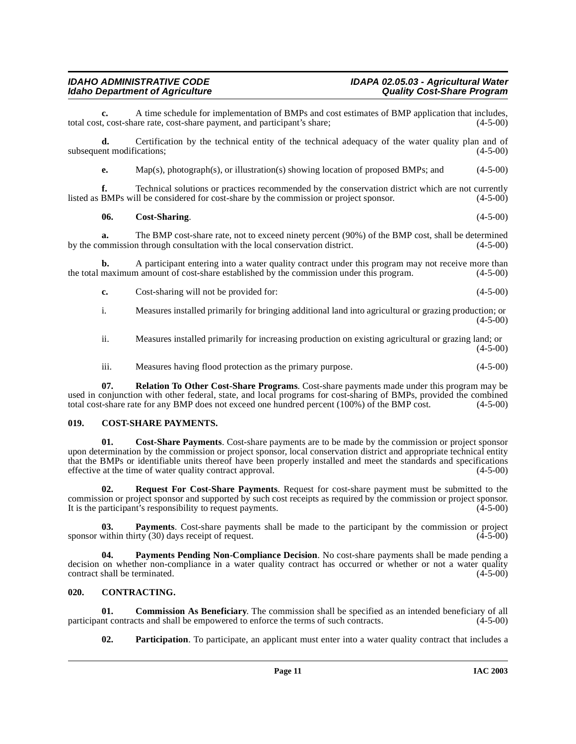**c.** A time schedule for implementation of BMPs and cost estimates of BMP application that includes, total cost, cost-share rate, cost-share payment, and participant's share; (4-5-00)

**d.** Certification by the technical entity of the technical adequacy of the water quality plan and of subsequent modifications; (4-5-00)

**e.** Map(s), photograph(s), or illustration(s) showing location of proposed BMPs; and (4-5-00)

**f.** Technical solutions or practices recommended by the conservation district which are not currently listed as BMPs will be considered for cost-share by the commission or project sponsor. (4-5-00)

**06. Cost-Sharing**. (4-5-00)

**a.** The BMP cost-share rate, not to exceed ninety percent (90%) of the BMP cost, shall be determined by the commission through consultation with the local conservation district. (4-5-00)

**b.** A participant entering into a water quality contract under this program may not receive more than the total maximum amount of cost-share established by the commission under this program. (4-5-00)

**c.** Cost-sharing will not be provided for: (4-5-00)

i. Measures installed primarily for bringing additional land into agricultural or grazing production; or (4-5-00)

ii. Measures installed primarily for increasing production on existing agricultural or grazing land; or (4-5-00)

iii. Measures having flood protection as the primary purpose. (4-5-00)

**07. Relation To Other Cost-Share Programs**. Cost-share payments made under this program may be used in conjunction with other federal, state, and local programs for cost-sharing of BMPs, provided the combined total cost-share rate for any BMP does not exceed one hundred percent (100%) of the BMP cost. (4-5-00)

### 019. COST-SHARE PAYMENTS.

**01. Cost-Share Payments**. Cost-share payments are to be made by the commission or project sponsor upon determination by the commission or project sponsor, local conservation district and appropriate technical entity that the BMPs or identifiable units thereof have been properly installed and meet the standards and specifications effective at the time of water quality contract approval. (4-5-00)

**02. Request For Cost-Share Payments**. Request for cost-share payment must be submitted to the commission or project sponsor and supported by such cost receipts as required by the commission or project sponsor. It is the participant's responsibility to request payments. (4-5-00)

**03. Payments**. Cost-share payments shall be made to the participant by the commission or project sponsor within thirty (30) days receipt of request. (4-5-00)

**04. Payments Pending Non-Compliance Decision**. No cost-share payments shall be made pending a decision on whether non-compliance in a water quality contract has occurred or whether or not a water quality contract shall be terminated. (4-5-00)

### 020. CONTRACTING.

**01. Commission As Beneficiary**. The commission shall be specified as an intended beneficiary of all participant contracts and shall be empowered to enforce the terms of such contracts. (4-5-00)

**02. Participation**. To participate, an applicant must enter into a water quality contract that includes a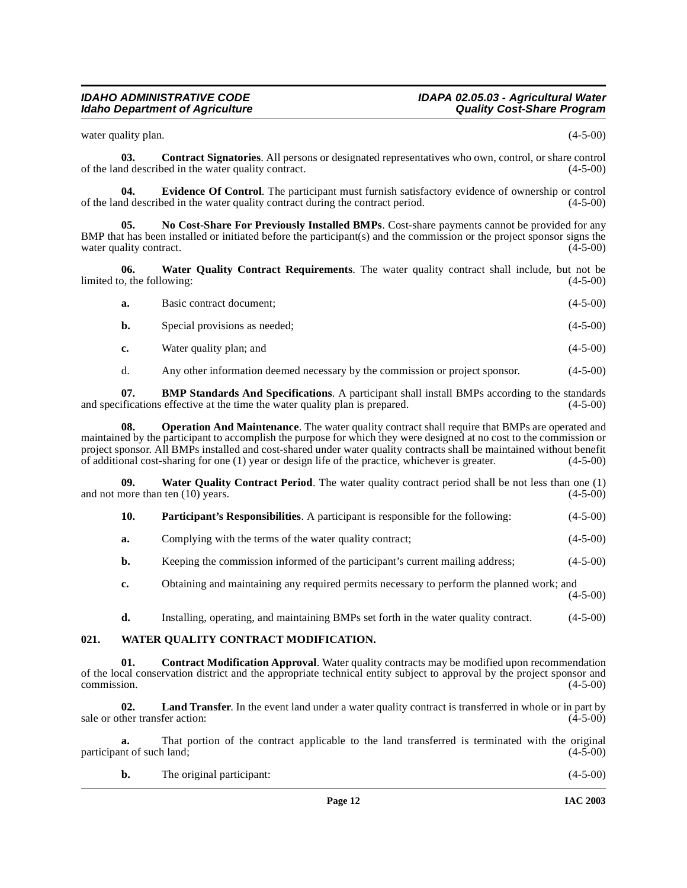water quality plan. (4-5-00)

**03. Contract Signatories**. All persons or designated representatives who own, control, or share control of the land described in the water quality contract. (4-5-00)

**04. Evidence Of Control**. The participant must furnish satisfactory evidence of ownership or control of the land described in the water quality contract during the contract period. (4-5-00)

**05. No Cost-Share For Previously Installed BMPs**. Cost-share payments cannot be provided for any BMP that has been installed or initiated before the participant(s) and the commission or the project sponsor signs the water quality contract. (4-5-00)

**06. Water Quality Contract Requirements**. The water quality contract shall include, but not be limited to, the following: (4-5-00)

**a.** Basic contract document; (4-5-00)

**b.** Special provisions as needed; (4-5-00)

**c.** Water quality plan; and (4-5-00)

d. Any other information deemed necessary by the commission or project sponsor. (4-5-00)

**07. BMP Standards And Specifications**. A participant shall install BMPs according to the standards and specifications effective at the time the water quality plan is prepared. (4-5-00)

**08. Operation And Maintenance**. The water quality contract shall require that BMPs are operated and maintained by the participant to accomplish the purpose for which they were designed at no cost to the commission or project sponsor. All BMPs installed and cost-shared under water quality contracts shall be maintained without benefit of additional cost-sharing for one (1) year or design life of the practice, whichever is greater. (4-5-00)

**09. Water Quality Contract Period**. The water quality contract period shall be not less than one (1) and not more than ten (10) years. (4-5-00)

**10. Participant's Responsibilities**. A participant is responsible for the following: (4-5-00)

**a.** Complying with the terms of the water quality contract; (4-5-00)

**b.** Keeping the commission informed of the participant's current mailing address; (4-5-00)

**c.** Obtaining and maintaining any required permits necessary to perform the planned work; and (4-5-00)

**d.** Installing, operating, and maintaining BMPs set forth in the water quality contract. (4-5-00)

## 021. WATER QUALITY CONTRACT MODIFICATION.

**01. Contract Modification Approval**. Water quality contracts may be modified upon recommendation of the local conservation district and the appropriate technical entity subject to approval by the project sponsor and commission. (4-5-00)

**02. Land Transfer**. In the event land under a water quality contract is transferred in whole or in part by sale or other transfer action: (4-5-00)

**a.** That portion of the contract applicable to the land transferred is terminated with the original participant of such land; (4-5-00)

**b.** The original participant: (4-5-00)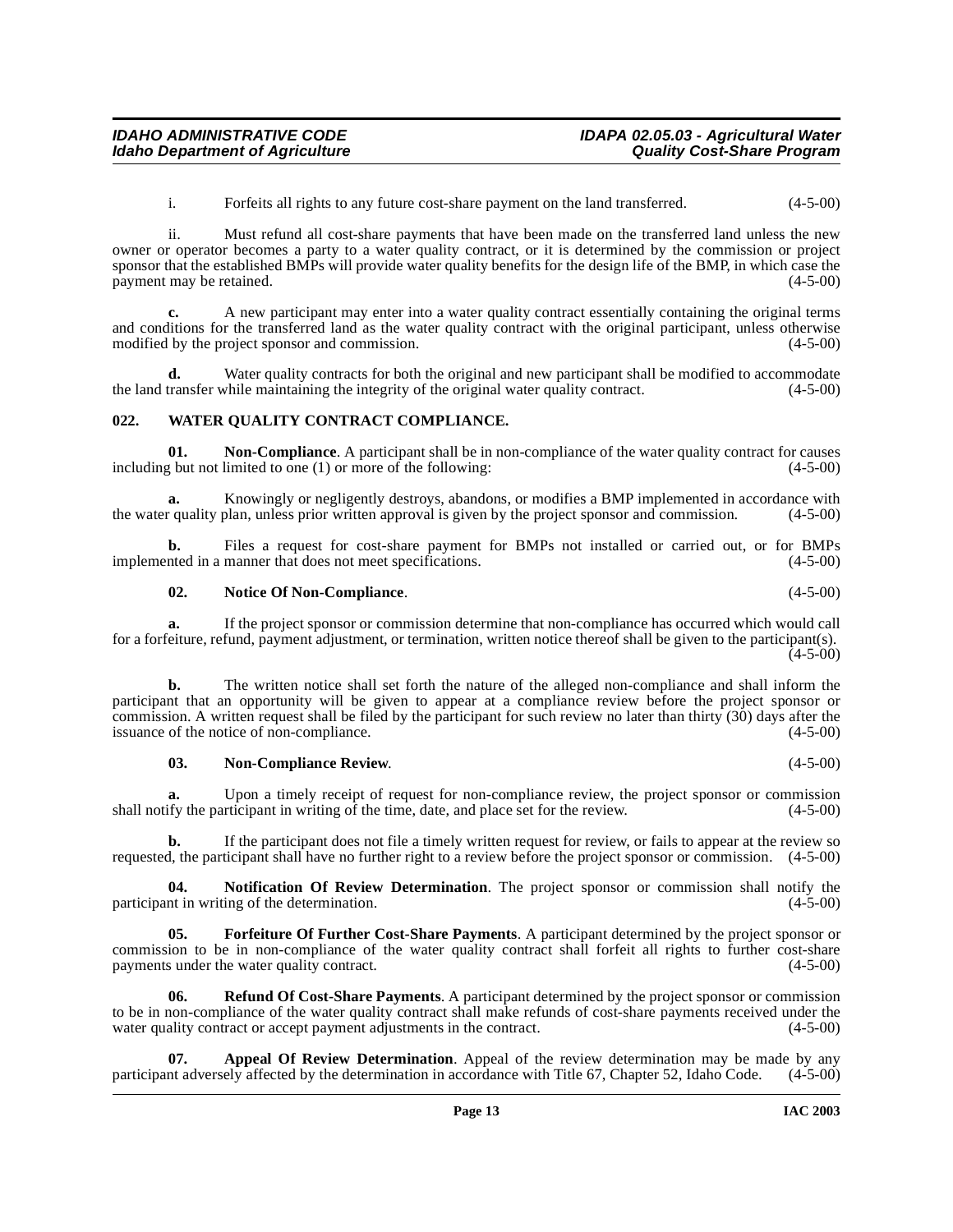i. Forfeits all rights to any future cost-share payment on the land transferred. (4-5-00)

ii. Must refund all cost-share payments that have been made on the transferred land unless the new owner or operator becomes a party to a water quality contract, or it is determined by the commission or project sponsor that the established BMPs will provide water quality benefits for the design life of the BMP, in which case the payment may be retained. (4-5-00)

**c.** A new participant may enter into a water quality contract essentially containing the original terms and conditions for the transferred land as the water quality contract with the original participant, unless otherwise modified by the project sponsor and commission. (4-5-00)

**d.** Water quality contracts for both the original and new participant shall be modified to accommodate the land transfer while maintaining the integrity of the original water quality contract. (4-5-00)

## 022. WATER QUALITY CONTRACT COMPLIANCE.

**01. Non-Compliance**. A participant shall be in non-compliance of the water quality contract for causes including but not limited to one (1) or more of the following: (4-5-00)

**a.** Knowingly or negligently destroys, abandons, or modifies a BMP implemented in accordance with the water quality plan, unless prior written approval is given by the project sponsor and commission. (4-5-00)

**b.** Files a request for cost-share payment for BMPs not installed or carried out, or for BMPs implemented in a manner that does not meet specifications. (4-5-00)

**02. Notice Of Non-Compliance**. (4-5-00)

**a.** If the project sponsor or commission determine that non-compliance has occurred which would call for a forfeiture, refund, payment adjustment, or termination, written notice thereof shall be given to the participant(s). (4-5-00)

**b.** The written notice shall set forth the nature of the alleged non-compliance and shall inform the participant that an opportunity will be given to appear at a compliance review before the project sponsor or commission. A written request shall be filed by the participant for such review no later than thirty (30) days after the issuance of the notice of non-compliance. (4-5-00)

**03. Non-Compliance Review**. (4-5-00)

**a.** Upon a timely receipt of request for non-compliance review, the project sponsor or commission shall notify the participant in writing of the time, date, and place set for the review. (4-5-00)

**b.** If the participant does not file a timely written request for review, or fails to appear at the review so requested, the participant shall have no further right to a review before the project sponsor or commission. (4-5-00)

**04. Notification Of Review Determination**. The project sponsor or commission shall notify the participant in writing of the determination. (4-5-00)

**05. Forfeiture Of Further Cost-Share Payments**. A participant determined by the project sponsor or commission to be in non-compliance of the water quality contract shall forfeit all rights to further cost-share payments under the water quality contract. (4-5-00)

**06. Refund Of Cost-Share Payments**. A participant determined by the project sponsor or commission to be in non-compliance of the water quality contract shall make refunds of cost-share payments received under the water quality contract or accept payment adjustments in the contract. (4-5-00)

**07. Appeal Of Review Determination**. Appeal of the review determination may be made by any participant adversely affected by the determination in accordance with Title 67, Chapter 52, Idaho Code. (4-5-00)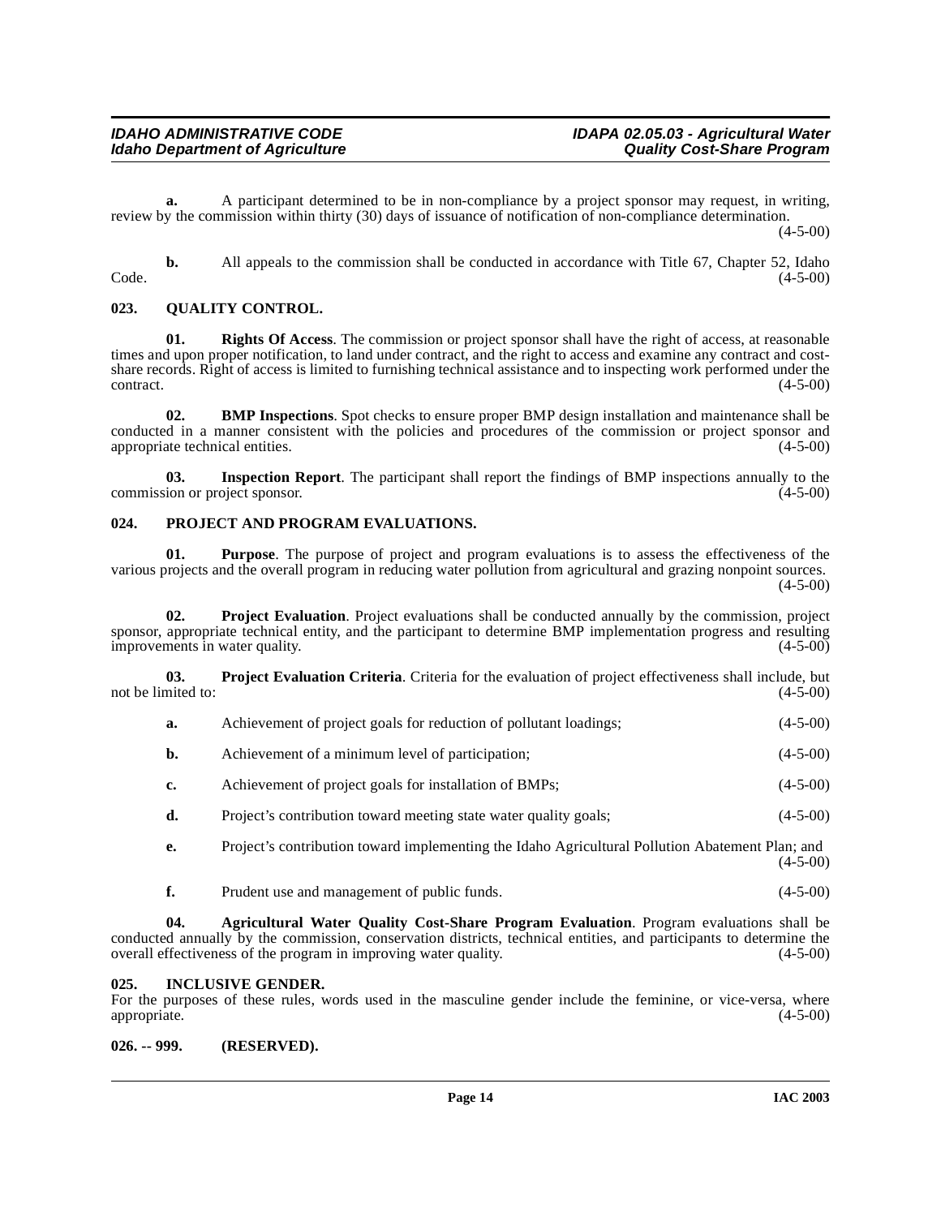**a.** A participant determined to be in non-compliance by a project sponsor may request, in writing, review by the commission within thirty (30) days of issuance of notification of non-compliance determination. (4-5-00)

**b.** All appeals to the commission shall be conducted in accordance with Title 67, Chapter 52, Idaho Code. (4-5-00)

### 023. QUALITY CONTROL.

**01. Rights Of Access**. The commission or project sponsor shall have the right of access, at reasonable times and upon proper notification, to land under contract, and the right to access and examine any contract and cost-share records. Right of access is limited to furnishing technical assistance and to inspecting work performed under the contract. (4-5-00)

**02. BMP Inspections**. Spot checks to ensure proper BMP design installation and maintenance shall be conducted in a manner consistent with the policies and procedures of the commission or project sponsor and appropriate technical entities. (4-5-00)

**03. Inspection Report**. The participant shall report the findings of BMP inspections annually to the commission or project sponsor. (4-5-00)

### 024. PROJECT AND PROGRAM EVALUATIONS.

**01. Purpose**. The purpose of project and program evaluations is to assess the effectiveness of the various projects and the overall program in reducing water pollution from agricultural and grazing nonpoint sources. (4-5-00)

**02. Project Evaluation**. Project evaluations shall be conducted annually by the commission, project sponsor, appropriate technical entity, and the participant to determine BMP implementation progress and resulting improvements in water quality. (4-5-00)

**03. Project Evaluation Criteria**. Criteria for the evaluation of project effectiveness shall include, but not be limited to: (4-5-00)

**a.** Achievement of project goals for reduction of pollutant loadings; (4-5-00)

**b.** Achievement of a minimum level of participation; (4-5-00)

**c.** Achievement of project goals for installation of BMPs; (4-5-00)

**d.** Project's contribution toward meeting state water quality goals; (4-5-00)

**e.** Project's contribution toward implementing the Idaho Agricultural Pollution Abatement Plan; and (4-5-00)

**f.** Prudent use and management of public funds. (4-5-00)

**04. Agricultural Water Quality Cost-Share Program Evaluation**. Program evaluations shall be conducted annually by the commission, conservation districts, technical entities, and participants to determine the overall effectiveness of the program in improving water quality. (4-5-00)

### 025. INCLUSIVE GENDER.

For the purposes of these rules, words used in the masculine gender include the feminine, or vice-versa, where appropriate. (4-5-00)

### 026. -- 999. (RESERVED).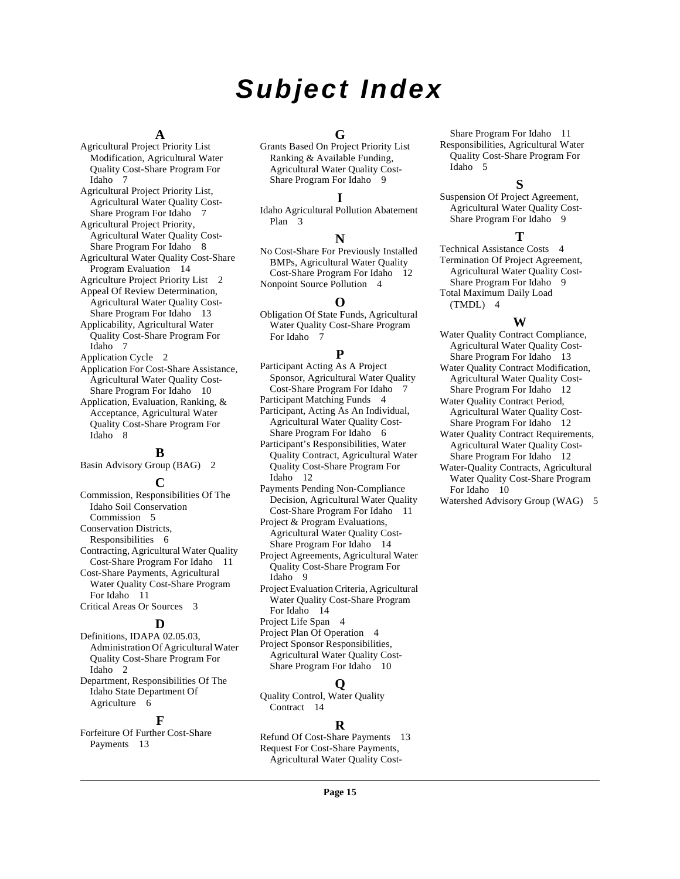# Subject Index

### A

Agricultural Project Priority List Modification, Agricultural Water Quality Cost-Share Program For Idaho 7
Agricultural Project Priority List, Agricultural Water Quality Cost-Share Program For Idaho 7
Agricultural Project Priority, Agricultural Water Quality Cost-Share Program For Idaho 8
Agricultural Water Quality Cost-Share Program Evaluation 14
Agriculture Project Priority List 2
Appeal Of Review Determination, Agricultural Water Quality Cost-Share Program For Idaho 13
Applicability, Agricultural Water Quality Cost-Share Program For Idaho 7
Application Cycle 2
Application For Cost-Share Assistance, Agricultural Water Quality Cost-Share Program For Idaho 10
Application, Evaluation, Ranking, & Acceptance, Agricultural Water Quality Cost-Share Program For Idaho 8

### B

Basin Advisory Group (BAG) 2

### C

Commission, Responsibilities Of The Idaho Soil Conservation Commission 5
Conservation Districts, Responsibilities 6
Contracting, Agricultural Water Quality Cost-Share Program For Idaho 11
Cost-Share Payments, Agricultural Water Quality Cost-Share Program For Idaho 11
Critical Areas Or Sources 3

### D

Definitions, IDAPA 02.05.03, Administration Of Agricultural Water Quality Cost-Share Program For Idaho 2
Department, Responsibilities Of The Idaho State Department Of Agriculture 6

### F

Forfeiture Of Further Cost-Share Payments 13

### G

Grants Based On Project Priority List Ranking & Available Funding, Agricultural Water Quality Cost-Share Program For Idaho 9

### I

Idaho Agricultural Pollution Abatement Plan 3

### N

No Cost-Share For Previously Installed BMPs, Agricultural Water Quality Cost-Share Program For Idaho 12
Nonpoint Source Pollution 4

### O

Obligation Of State Funds, Agricultural Water Quality Cost-Share Program For Idaho 7

### P

Participant Acting As A Project Sponsor, Agricultural Water Quality Cost-Share Program For Idaho 7
Participant Matching Funds 4
Participant, Acting As An Individual, Agricultural Water Quality Cost-Share Program For Idaho 6
Participant's Responsibilities, Water Quality Contract, Agricultural Water Quality Cost-Share Program For Idaho 12
Payments Pending Non-Compliance Decision, Agricultural Water Quality Cost-Share Program For Idaho 11
Project & Program Evaluations, Agricultural Water Quality Cost-Share Program For Idaho 14
Project Agreements, Agricultural Water Quality Cost-Share Program For Idaho 9
Project Evaluation Criteria, Agricultural Water Quality Cost-Share Program For Idaho 14
Project Life Span 4
Project Plan Of Operation 4
Project Sponsor Responsibilities, Agricultural Water Quality Cost-Share Program For Idaho 10

### Q

Quality Control, Water Quality Contract 14

### R

Refund Of Cost-Share Payments 13
Request For Cost-Share Payments, Agricultural Water Quality Cost-Share Program For Idaho 11
Responsibilities, Agricultural Water Quality Cost-Share Program For Idaho 5

### S

Suspension Of Project Agreement, Agricultural Water Quality Cost-Share Program For Idaho 9

### T

Technical Assistance Costs 4
Termination Of Project Agreement, Agricultural Water Quality Cost-Share Program For Idaho 9
Total Maximum Daily Load (TMDL) 4

### W

Water Quality Contract Compliance, Agricultural Water Quality Cost-Share Program For Idaho 13
Water Quality Contract Modification, Agricultural Water Quality Cost-Share Program For Idaho 12
Water Quality Contract Period, Agricultural Water Quality Cost-Share Program For Idaho 12
Water Quality Contract Requirements, Agricultural Water Quality Cost-Share Program For Idaho 12
Water-Quality Contracts, Agricultural Water Quality Cost-Share Program For Idaho 10
Watershed Advisory Group (WAG) 5